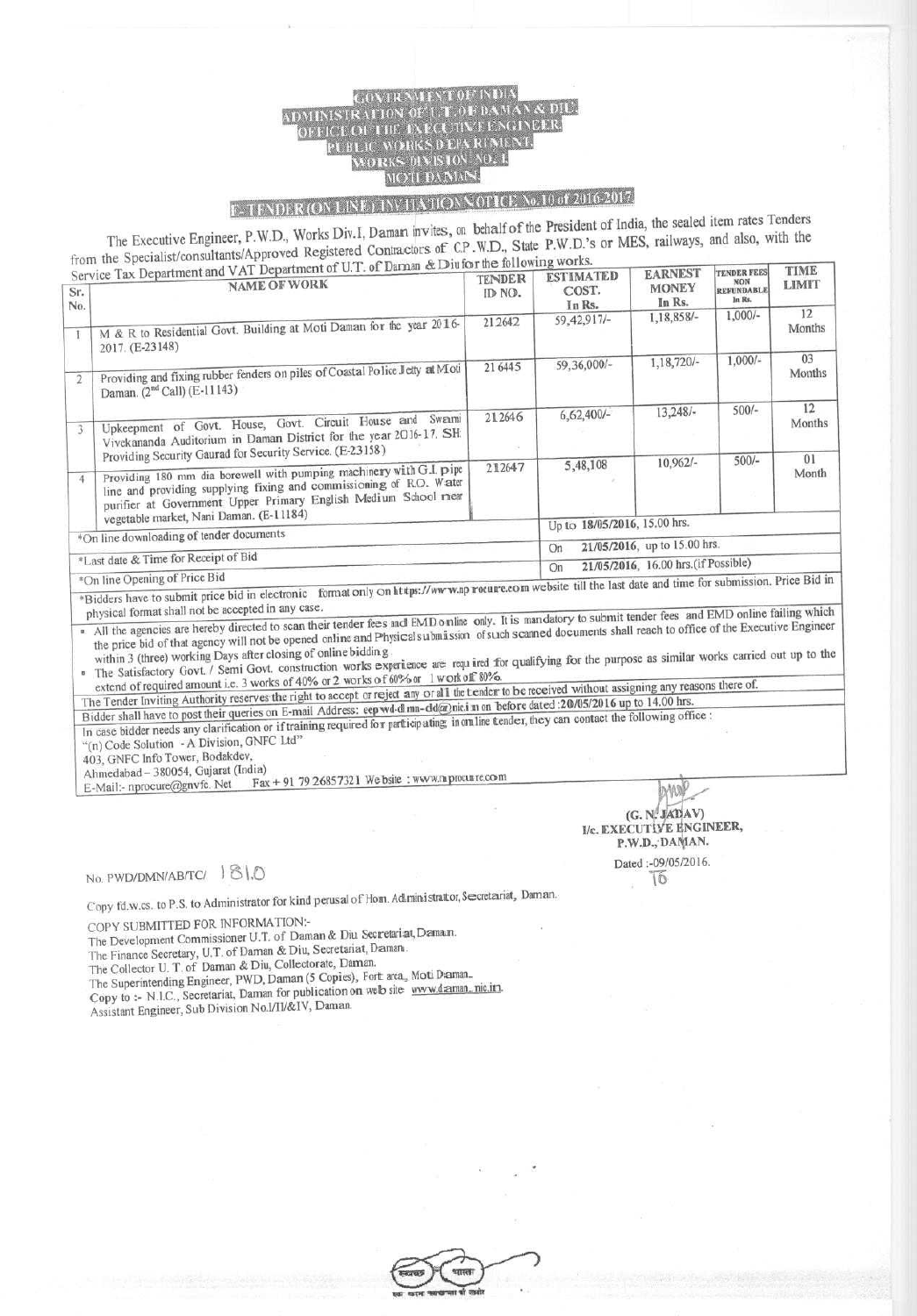# GOVERNMENT OF INDIA
## ADMINISTRATION OF U.T. OF DAMAN & DIU
## OFFICE OF THE EXECUTIVE ENGINEER
## PUBLIC WORKS DEPARTMENT
## WORKS DIVISION NO. I
## MOTI DAMAN

### E-TENDER (ON LINE) INVITATION NOTICE No.10 of 2016-2017

The Executive Engineer, P.W.D., Works Div.I, Daman invites, on behalf of the President of India, the sealed item rates Tenders from the Specialist/consultants/Approved Registered Contractors of C.P.W.D., State P.W.D.'s or MES, railways, and also, with the Service Tax Department and VAT Department of U.T. of Daman & Diu for the following works.

| Sr. No. | NAME OF WORK | TENDER ID NO. | ESTIMATED COST. In Rs. | EARNEST MONEY In Rs. | TENDER FEES NON REFUNDABLE In Rs. | TIME LIMIT |
|---|---|---|---|---|---|---|
| 1 | M & R to Residential Govt. Building at Moti Daman for the year 2016-2017. (E-23148) | 212642 | 59,42,917/- | 1,18,858/- | 1,000/- | 12 Months |
| 2 | Providing and fixing rubber fenders on piles of Coastal Police Jetty at Moti Daman. (2nd Call) (E-11143) | 216445 | 59,36,000/- | 1,18,720/- | 1,000/- | 03 Months |
| 3 | Upkeepment of Govt. House, Govt. Circuit House and Swami Vivekananda Auditorium in Daman District for the year 2016-17. SH: Providing Security Gaurad for Security Service. (E-23158) | 212646 | 6,62,400/- | 13,248/- | 500/- | 12 Months |
| 4 | Providing 180 mm dia borewell with pumping machinery with G.I. pipe line and providing supplying fixing and commissioning of R.O. Water purifier at Government Upper Primary English Medium School near vegetable market, Nani Daman. (E-11184) | 212647 | 5,48,108 | 10,962/- | 500/- | 01 Month |
| *On line downloading of tender documents | | | Up to 18/05/2016, 15.00 hrs. | | | |
| *Last date & Time for Receipt of Bid | | | On 21/05/2016, up to 15.00 hrs. | | | |
| *On line Opening of Price Bid | | | On 21/05/2016, 16.00 hrs.(if Possible) | | | |

*Bidders have to submit price bid in electronic format only on https://www.nprocure.com website till the last date and time for submission. Price Bid in physical format shall not be accepted in any case.

- All the agencies are hereby directed to scan their tender fees and EMD online only. It is mandatory to submit tender fees and EMD online failing which the price bid of that agency will not be opened online and Physical submission of such scanned documents shall reach to office of the Executive Engineer within 3 (three) working Days after closing of online bidding.
- The Satisfactory Govt. / Semi Govt. construction works experience are required for qualifying for the purpose as similar works carried out up to the extend of required amount i.e. 3 works of 40% or 2 works of 60% or 1 work of 80%.

The Tender Inviting Authority reserves the right to accept or reject any or all the tender to be received without assigning any reasons there of.

Bidder shall have to post their queries on E-mail Address: eepwd-dmn-dd@nic.in on before dated :20/05/2016 up to 14.00 hrs.

In case bidder needs any clarification or if training required for participating in online tender, they can contact the following office :

"(n) Code Solution - A Division, GNFC Ltd"
403, GNFC Info Tower, Bodakdev,
Ahmedabad – 380054, Gujarat (India)
E-Mail:- nprocure@gnvfc. Net Fax + 91 79 26857321 Website : www.nprocure.com

(G. N. JADAV)
I/c. EXECUTIVE ENGINEER,
P.W.D., DAMAN.

No. PWD/DMN/AB/TC/ 1810

Dated :-09/05/2016.

Copy fd.w.cs. to P.S. to Administrator for kind perusal of Hon. Administrator, Secretariat, Daman.

COPY SUBMITTED FOR INFORMATION:-

The Development Commissioner U.T. of Daman & Diu Secretariat, Daman.
The Finance Secretary, U.T. of Daman & Diu, Secretariat, Daman.
The Collector U. T. of Daman & Diu, Collectorate, Daman.
The Superintending Engineer, PWD, Daman (5 Copies), Fort area, Moti Daman.
Copy to :- N.I.C., Secretariat, Daman for publication on web site www.daman.nic.in.
Assistant Engineer, Sub Division No.I/II/&IV, Daman.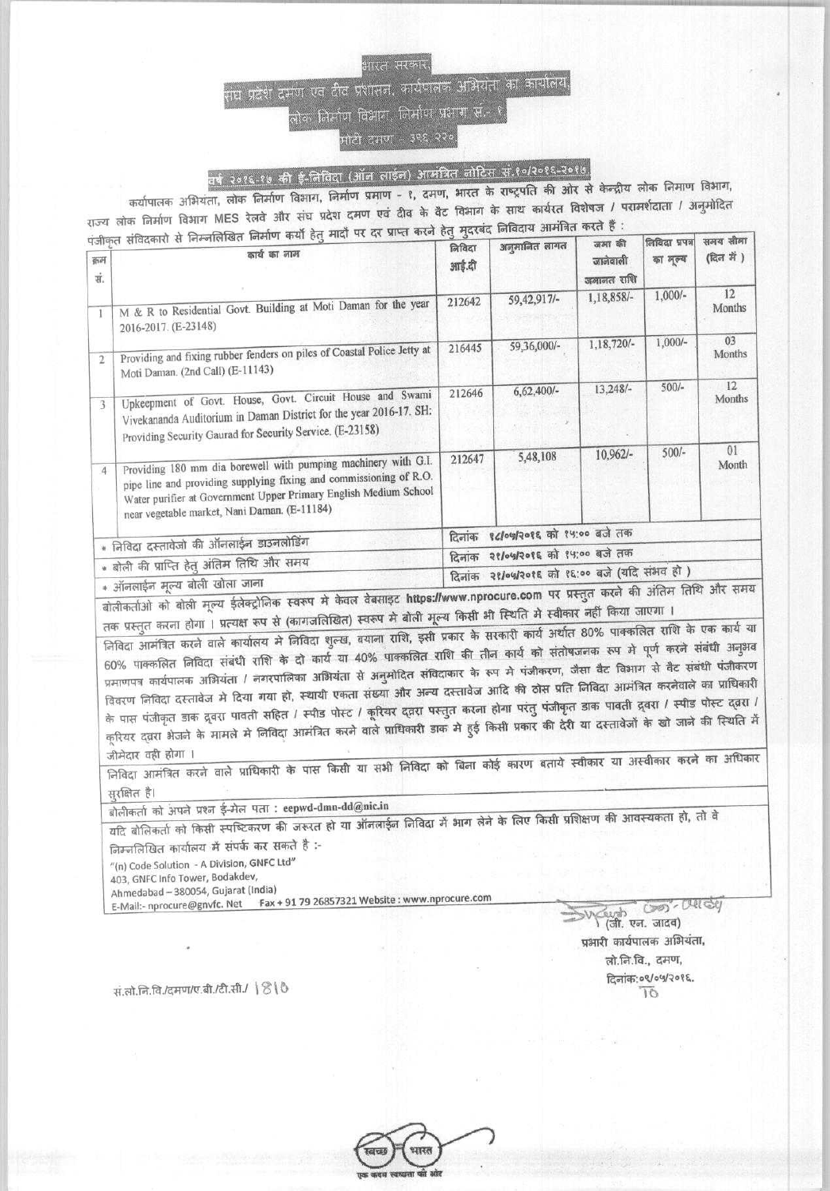भारत सरकार

संघ प्रदेश दमण एवं दीव प्रशासन, कार्यपालक अभियंता का कार्यालय,

लोक निर्माण विभाग, निर्माण प्रभाग सं.- १

मोटी दमण - ३९६ २२०

## वर्ष २०१६-१७ की ई-निविदा (ऑन लाइन) आमंत्रित नोटिस सं.१०/२०१६-२०१७

कार्यपालक अभियंता, लोक निर्माण विभाग, निर्माण प्रभाग - १, दमण, भारत के राष्ट्रपति की ओर से केन्द्रीय लोक निमाण विभाग, राज्य लोक निर्माण विभाग MES रेलवे और संघ प्रदेश दमण एवं दीव के वैट विभाग के साथ कार्यरत विशेषज / परामर्शदाता / अनुमोदित पंजीकृत संविदकारो से निम्नलिखित निर्माण कार्यों हेतु मादों पर दर प्राप्त करने हेतु मुदरबंद निविदाय आमंत्रित करते हैं :

| क्रम सं. | कार्य का नाम | निविदा आई.डी | अनुमानित लागत | जमा की जानेवाली अमानत राशि | निविदा प्रपत्र का मूल्य | समय सीमा (दिन में ) |
|---|---|---|---|---|---|---|
| 1 | M & R to Residential Govt. Building at Moti Daman for the year 2016-2017. (E-23148) | 212642 | 59,42,917/- | 1,18,858/- | 1,000/- | 12 Months |
| 2 | Providing and fixing rubber fenders on piles of Coastal Police Jetty at Moti Daman. (2nd Call) (E-11143) | 216445 | 59,36,000/- | 1,18,720/- | 1,000/- | 03 Months |
| 3 | Upkeepment of Govt. House, Govt. Circuit House and Swami Vivekananda Auditorium in Daman District for the year 2016-17. SH: Providing Security Gaurad for Security Service. (E-23158) | 212646 | 6,62,400/- | 13,248/- | 500/- | 12 Months |
| 4 | Providing 180 mm dia borewell with pumping machinery with G.I. pipe line and providing supplying fixing and commissioning of R.O. Water purifier at Government Upper Primary English Medium School near vegetable market, Nani Daman. (E-11184) | 212647 | 5,48,108 | 10,962/- | 500/- | 01 Month |

| | |
|---|---|
| * निविदा दस्तावेजो की ऑनलाईन डाउनलोडिंग | दिनांक १८/०७/२०१६ को १५:०० बजे तक |
| * बोली की प्राप्ति हेतु अंतिम तिथि और समय | दिनांक २१/०७/२०१६ को १५:०० बजे तक |
| * ऑनलाईन मूल्य बोली खोला जाना | दिनांक २१/०७/२०१६ को १६:०० बजे (यदि संभव हो ) |

बोलीकर्ताओं को बोली मूल्य ईलेक्ट्रोनिक स्वरूप में केवल वेबसाइट https://www.nprocure.com पर प्रस्तुत करने की अंतिम तिथि और समय तक प्रस्तुत करना होगा । प्रत्यक्ष रूप से (कागजलिखित) स्वरूप में बोली मूल्य किसी भी स्थिति में स्वीकार नहीं किया जाएगा ।

निविदा आमंत्रित करने वाले कार्यालय में निविदा शुल्क, बयाना राशि, इसी प्रकार के सरकारी कार्य अर्थात 80% पाक्कलित राशि के एक कार्य या 60% पाक्कलित निविदा संबंधी राशि के दो कार्य या 40% पाक्कलित राशि की तीन कार्य को संतोषजनक रूप में पूर्ण करने संबंधी अनुभव प्रमाणपत्र कार्यपालक अभियंता / नगरपालिका अभियंता से अनुमोदित संविदाकार के रूप मे पंजीकरण, जैसा वैट विभाग से वैट संबंधी पंजीकरण विवरण निविदा दस्तावेज में दिया गया हो, स्थायी एकता संख्या और अन्य दस्तावेज आदि की ठोस प्रति निविदा आमंत्रित करनेवाले का प्राधिकारी के पास पंजीकृत डाक द्वारा पावती सहित / स्पीड पोस्ट / कूरियर द्वारा पस्तुत करना होगा परंतु पंजीकृत डाक पावती द्वारा / स्पीड पोस्ट द्वारा / कूरियर द्वारा भेजने के मामले मे निविदा आमंत्रित करने वाले प्राधिकारी डाक मे हुई किसी प्रकार की देरी या दस्तावेजों के खो जाने की स्थिति में जीम्मेदार नही होगा ।

निविदा आमंत्रित करने वाले प्राधिकारी के पास किसी या सभी निविदा को बिना कोई कारण बताये स्वीकार या अस्वीकार करने का अधिकार सुरक्षित है।

बोलीकर्ता को अपने प्रश्न ई-मेल पता : eepwd-dmn-dd@nic.in

यदि बोलीकर्ता को किसी स्पष्टिकरण की जरूरत हो या ऑनलाईन निविदा में भाग लेने के लिए किसी प्रशिक्षण की आवस्यकता हो, तो वे निम्नलिखित कार्यालय में संपर्क कर सकते है :-

"(n) Code Solution - A Division, GNFC Ltd"
403, GNFC Info Tower, Bodakdev,
Ahmedabad – 380054, Gujarat (India)
E-Mail:- nprocure@gnvfc. Net Fax + 91 79 26857321 Website : www.nprocure.com

(जी. एन. जादव)
प्रभारी कार्यपालक अभियंता,
लो.नि.वि., दमण,
दिनांक:०९/०७/२०१६.

सं.लो.नि.वि./दमण/ए.बी./टी.सी./ 1810